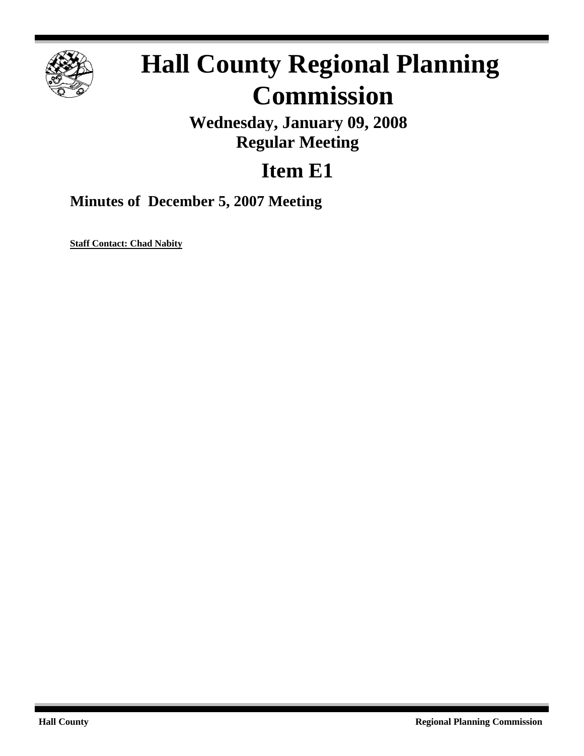# Hall County Regional Planning Commission

**Wednesday, January 09, 2008**
**Regular Meeting**

## Item E1

### Minutes of December 5, 2007 Meeting

**Staff Contact: Chad Nabity**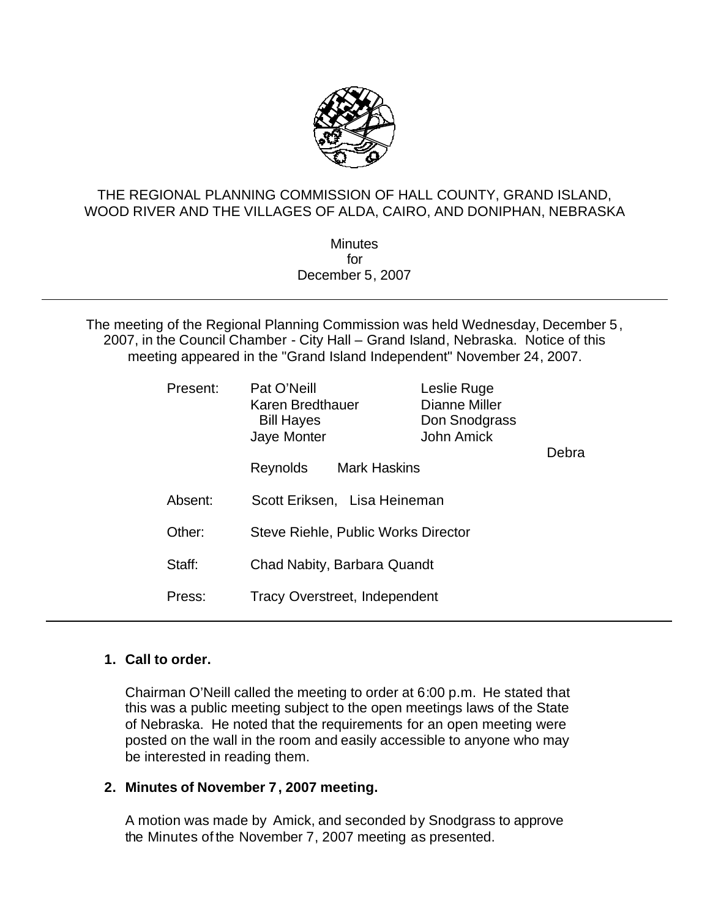THE REGIONAL PLANNING COMMISSION OF HALL COUNTY, GRAND ISLAND, WOOD RIVER AND THE VILLAGES OF ALDA, CAIRO, AND DONIPHAN, NEBRASKA

Minutes
for
December 5, 2007

---

The meeting of the Regional Planning Commission was held Wednesday, December 5, 2007, in the Council Chamber - City Hall – Grand Island, Nebraska. Notice of this meeting appeared in the "Grand Island Independent" November 24, 2007.

| | | |
|---|---|---|
| Present: | Pat O'Neill | Leslie Ruge |
| | Karen Bredthauer | Dianne Miller |
| | Bill Hayes | Don Snodgrass |
| | Jaye Monter | John Amick |
| | Debra Reynolds | Mark Haskins |
| Absent: | Scott Eriksen, Lisa Heineman | |
| Other: | Steve Riehle, Public Works Director | |
| Staff: | Chad Nabity, Barbara Quandt | |
| Press: | Tracy Overstreet, Independent | |

---

**1. Call to order.**

Chairman O'Neill called the meeting to order at 6:00 p.m. He stated that this was a public meeting subject to the open meetings laws of the State of Nebraska. He noted that the requirements for an open meeting were posted on the wall in the room and easily accessible to anyone who may be interested in reading them.

**2. Minutes of November 7, 2007 meeting.**

A motion was made by Amick, and seconded by Snodgrass to approve the Minutes of the November 7, 2007 meeting as presented.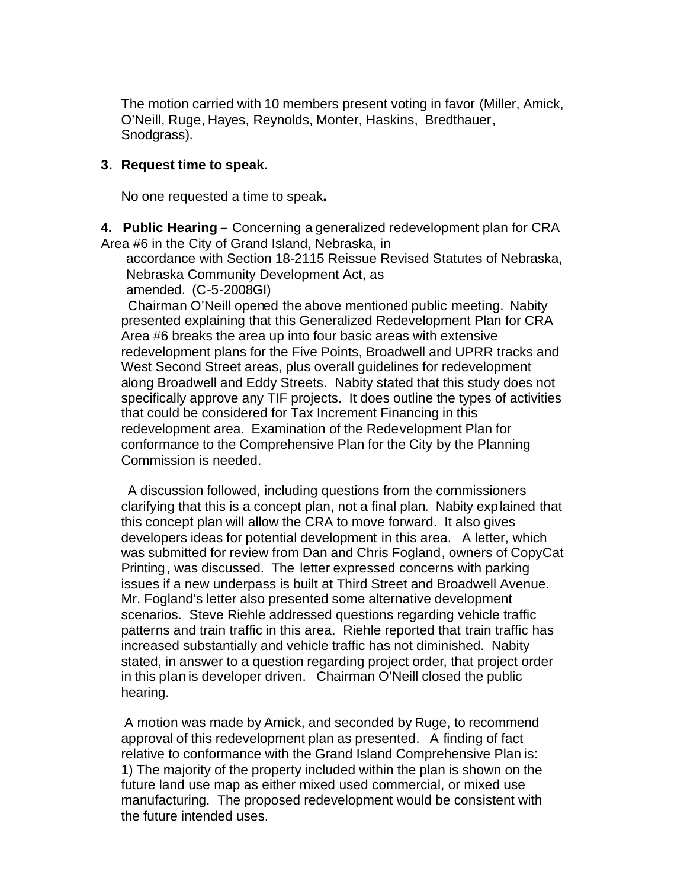The motion carried with 10 members present voting in favor (Miller, Amick, O'Neill, Ruge, Hayes, Reynolds, Monter, Haskins, Bredthauer, Snodgrass).

**3. Request time to speak.**

No one requested a time to speak**.**

**4. Public Hearing –** Concerning a generalized redevelopment plan for CRA Area #6 in the City of Grand Island, Nebraska, in accordance with Section 18-2115 Reissue Revised Statutes of Nebraska, Nebraska Community Development Act, as amended. (C-5-2008GI)

Chairman O'Neill opened the above mentioned public meeting. Nabity presented explaining that this Generalized Redevelopment Plan for CRA Area #6 breaks the area up into four basic areas with extensive redevelopment plans for the Five Points, Broadwell and UPRR tracks and West Second Street areas, plus overall guidelines for redevelopment along Broadwell and Eddy Streets. Nabity stated that this study does not specifically approve any TIF projects. It does outline the types of activities that could be considered for Tax Increment Financing in this redevelopment area. Examination of the Redevelopment Plan for conformance to the Comprehensive Plan for the City by the Planning Commission is needed.

A discussion followed, including questions from the commissioners clarifying that this is a concept plan, not a final plan. Nabity explained that this concept plan will allow the CRA to move forward. It also gives developers ideas for potential development in this area. A letter, which was submitted for review from Dan and Chris Fogland, owners of CopyCat Printing, was discussed. The letter expressed concerns with parking issues if a new underpass is built at Third Street and Broadwell Avenue. Mr. Fogland's letter also presented some alternative development scenarios. Steve Riehle addressed questions regarding vehicle traffic patterns and train traffic in this area. Riehle reported that train traffic has increased substantially and vehicle traffic has not diminished. Nabity stated, in answer to a question regarding project order, that project order in this plan is developer driven. Chairman O'Neill closed the public hearing.

A motion was made by Amick, and seconded by Ruge, to recommend approval of this redevelopment plan as presented. A finding of fact relative to conformance with the Grand Island Comprehensive Plan is:
1) The majority of the property included within the plan is shown on the future land use map as either mixed used commercial, or mixed use manufacturing. The proposed redevelopment would be consistent with the future intended uses.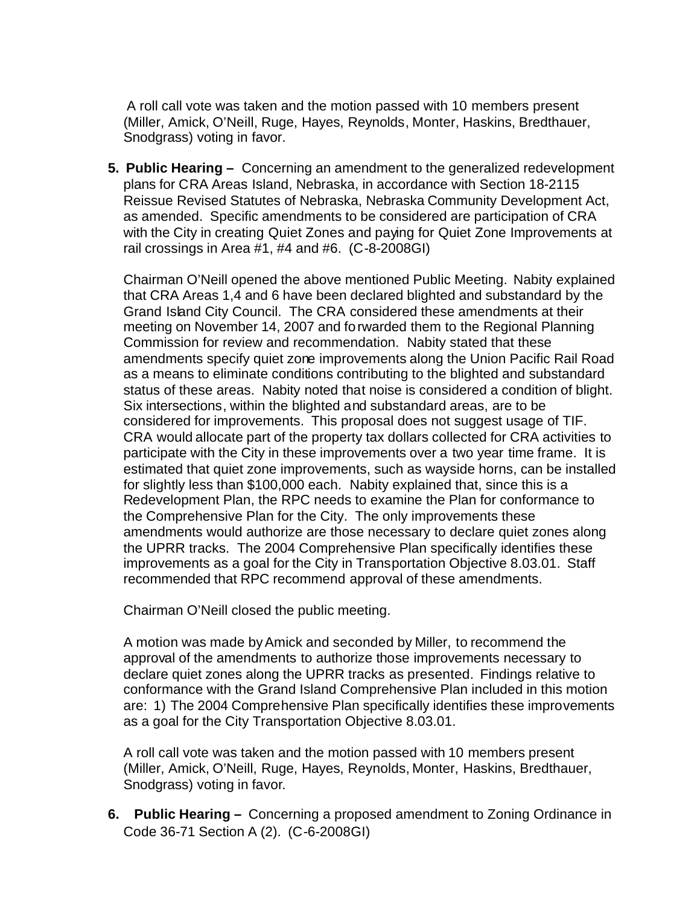A roll call vote was taken and the motion passed with 10 members present (Miller, Amick, O'Neill, Ruge, Hayes, Reynolds, Monter, Haskins, Bredthauer, Snodgrass) voting in favor.

5. **Public Hearing –** Concerning an amendment to the generalized redevelopment plans for CRA Areas Island, Nebraska, in accordance with Section 18-2115 Reissue Revised Statutes of Nebraska, Nebraska Community Development Act, as amended. Specific amendments to be considered are participation of CRA with the City in creating Quiet Zones and paying for Quiet Zone Improvements at rail crossings in Area #1, #4 and #6. (C-8-2008GI)

   Chairman O'Neill opened the above mentioned Public Meeting. Nabity explained that CRA Areas 1,4 and 6 have been declared blighted and substandard by the Grand Island City Council. The CRA considered these amendments at their meeting on November 14, 2007 and forwarded them to the Regional Planning Commission for review and recommendation. Nabity stated that these amendments specify quiet zone improvements along the Union Pacific Rail Road as a means to eliminate conditions contributing to the blighted and substandard status of these areas. Nabity noted that noise is considered a condition of blight. Six intersections, within the blighted and substandard areas, are to be considered for improvements. This proposal does not suggest usage of TIF. CRA would allocate part of the property tax dollars collected for CRA activities to participate with the City in these improvements over a two year time frame. It is estimated that quiet zone improvements, such as wayside horns, can be installed for slightly less than $100,000 each. Nabity explained that, since this is a Redevelopment Plan, the RPC needs to examine the Plan for conformance to the Comprehensive Plan for the City. The only improvements these amendments would authorize are those necessary to declare quiet zones along the UPRR tracks. The 2004 Comprehensive Plan specifically identifies these improvements as a goal for the City in Transportation Objective 8.03.01. Staff recommended that RPC recommend approval of these amendments.

   Chairman O'Neill closed the public meeting.

   A motion was made by Amick and seconded by Miller, to recommend the approval of the amendments to authorize those improvements necessary to declare quiet zones along the UPRR tracks as presented. Findings relative to conformance with the Grand Island Comprehensive Plan included in this motion are: 1) The 2004 Comprehensive Plan specifically identifies these improvements as a goal for the City Transportation Objective 8.03.01.

   A roll call vote was taken and the motion passed with 10 members present (Miller, Amick, O'Neill, Ruge, Hayes, Reynolds, Monter, Haskins, Bredthauer, Snodgrass) voting in favor.

6. **Public Hearing –** Concerning a proposed amendment to Zoning Ordinance in Code 36-71 Section A (2). (C-6-2008GI)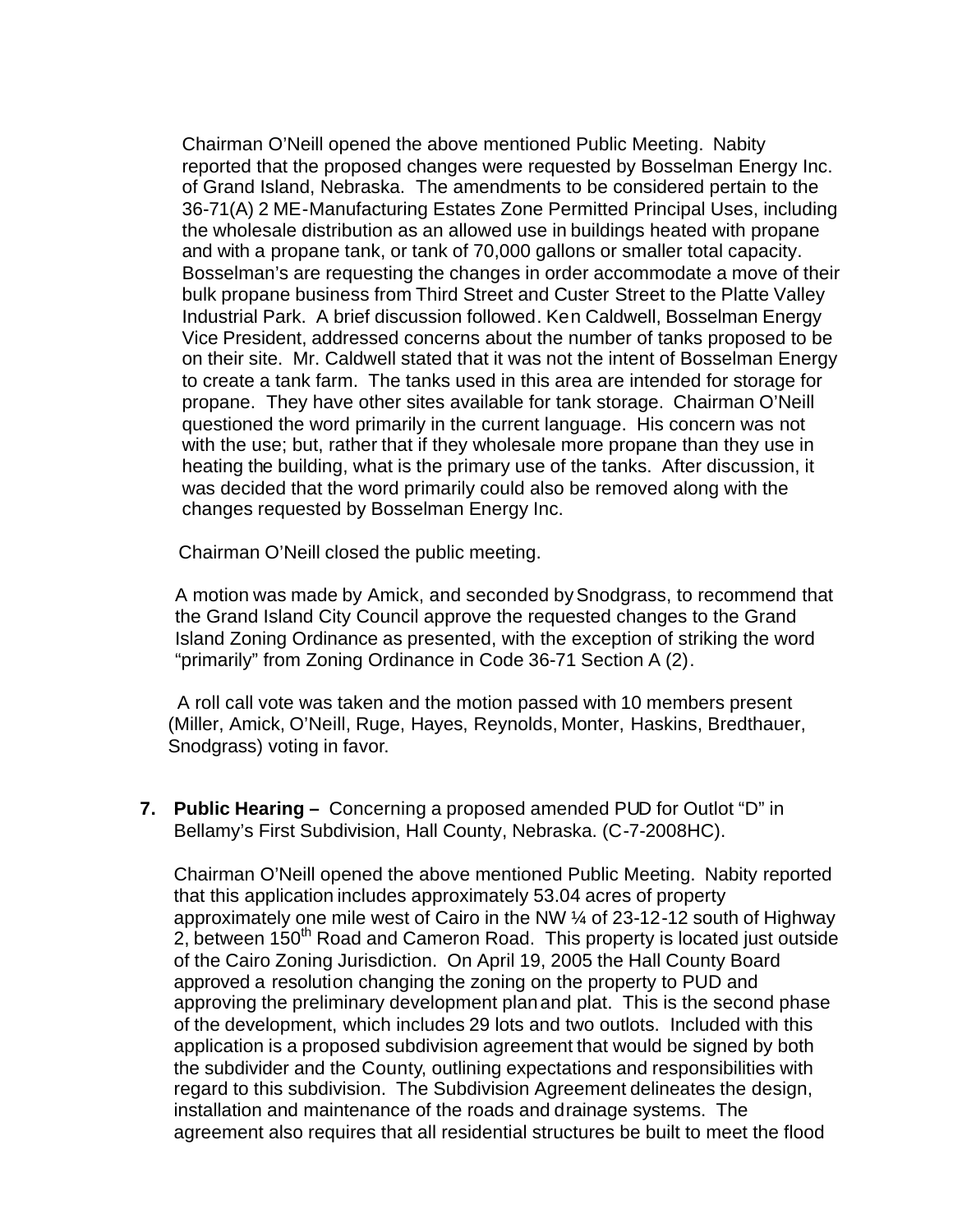Chairman O'Neill opened the above mentioned Public Meeting. Nabity reported that the proposed changes were requested by Bosselman Energy Inc. of Grand Island, Nebraska. The amendments to be considered pertain to the 36-71(A) 2 ME-Manufacturing Estates Zone Permitted Principal Uses, including the wholesale distribution as an allowed use in buildings heated with propane and with a propane tank, or tank of 70,000 gallons or smaller total capacity. Bosselman's are requesting the changes in order accommodate a move of their bulk propane business from Third Street and Custer Street to the Platte Valley Industrial Park. A brief discussion followed. Ken Caldwell, Bosselman Energy Vice President, addressed concerns about the number of tanks proposed to be on their site. Mr. Caldwell stated that it was not the intent of Bosselman Energy to create a tank farm. The tanks used in this area are intended for storage for propane. They have other sites available for tank storage. Chairman O'Neill questioned the word primarily in the current language. His concern was not with the use; but, rather that if they wholesale more propane than they use in heating the building, what is the primary use of the tanks. After discussion, it was decided that the word primarily could also be removed along with the changes requested by Bosselman Energy Inc.

Chairman O'Neill closed the public meeting.

A motion was made by Amick, and seconded by Snodgrass, to recommend that the Grand Island City Council approve the requested changes to the Grand Island Zoning Ordinance as presented, with the exception of striking the word "primarily" from Zoning Ordinance in Code 36-71 Section A (2).

A roll call vote was taken and the motion passed with 10 members present (Miller, Amick, O'Neill, Ruge, Hayes, Reynolds, Monter, Haskins, Bredthauer, Snodgrass) voting in favor.

**7. Public Hearing –** Concerning a proposed amended PUD for Outlot "D" in Bellamy's First Subdivision, Hall County, Nebraska. (C-7-2008HC).

Chairman O'Neill opened the above mentioned Public Meeting. Nabity reported that this application includes approximately 53.04 acres of property approximately one mile west of Cairo in the NW ¼ of 23-12-12 south of Highway 2, between 150th Road and Cameron Road. This property is located just outside of the Cairo Zoning Jurisdiction. On April 19, 2005 the Hall County Board approved a resolution changing the zoning on the property to PUD and approving the preliminary development plan and plat. This is the second phase of the development, which includes 29 lots and two outlots. Included with this application is a proposed subdivision agreement that would be signed by both the subdivider and the County, outlining expectations and responsibilities with regard to this subdivision. The Subdivision Agreement delineates the design, installation and maintenance of the roads and drainage systems. The agreement also requires that all residential structures be built to meet the flood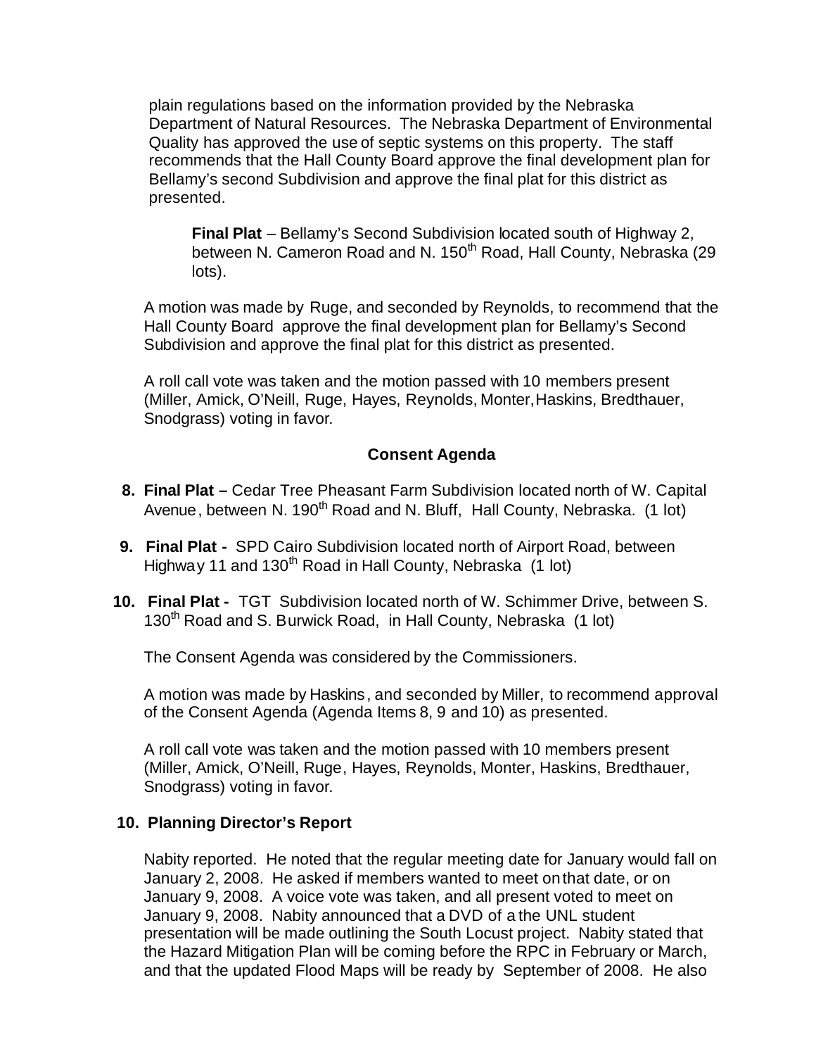plain regulations based on the information provided by the Nebraska Department of Natural Resources. The Nebraska Department of Environmental Quality has approved the use of septic systems on this property. The staff recommends that the Hall County Board approve the final development plan for Bellamy's second Subdivision and approve the final plat for this district as presented.

**Final Plat** – Bellamy's Second Subdivision located south of Highway 2, between N. Cameron Road and N. 150th Road, Hall County, Nebraska (29 lots).

A motion was made by Ruge, and seconded by Reynolds, to recommend that the Hall County Board approve the final development plan for Bellamy's Second Subdivision and approve the final plat for this district as presented.

A roll call vote was taken and the motion passed with 10 members present (Miller, Amick, O'Neill, Ruge, Hayes, Reynolds, Monter, Haskins, Bredthauer, Snodgrass) voting in favor.

## Consent Agenda

**8. Final Plat –** Cedar Tree Pheasant Farm Subdivision located north of W. Capital Avenue, between N. 190th Road and N. Bluff, Hall County, Nebraska. (1 lot)

**9. Final Plat -** SPD Cairo Subdivision located north of Airport Road, between Highway 11 and 130th Road in Hall County, Nebraska (1 lot)

**10. Final Plat -** TGT Subdivision located north of W. Schimmer Drive, between S. 130th Road and S. Burwick Road, in Hall County, Nebraska (1 lot)

The Consent Agenda was considered by the Commissioners.

A motion was made by Haskins, and seconded by Miller, to recommend approval of the Consent Agenda (Agenda Items 8, 9 and 10) as presented.

A roll call vote was taken and the motion passed with 10 members present (Miller, Amick, O'Neill, Ruge, Hayes, Reynolds, Monter, Haskins, Bredthauer, Snodgrass) voting in favor.

**10. Planning Director's Report**

Nabity reported. He noted that the regular meeting date for January would fall on January 2, 2008. He asked if members wanted to meet on that date, or on January 9, 2008. A voice vote was taken, and all present voted to meet on January 9, 2008. Nabity announced that a DVD of a the UNL student presentation will be made outlining the South Locust project. Nabity stated that the Hazard Mitigation Plan will be coming before the RPC in February or March, and that the updated Flood Maps will be ready by September of 2008. He also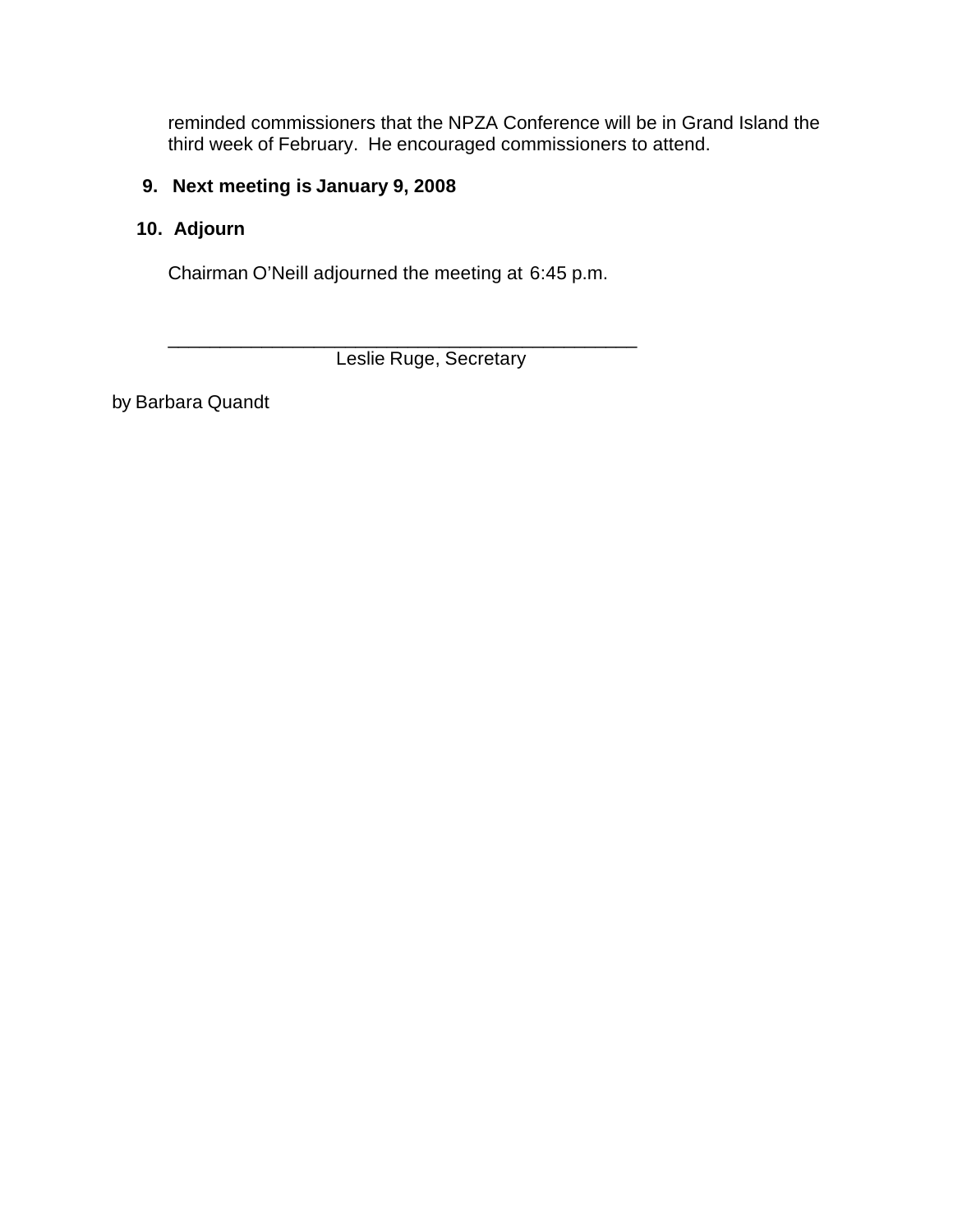reminded commissioners that the NPZA Conference will be in Grand Island the third week of February. He encouraged commissioners to attend.

**9. Next meeting is January 9, 2008**

**10. Adjourn**

Chairman O'Neill adjourned the meeting at 6:45 p.m.

_______________________________________________
Leslie Ruge, Secretary

by Barbara Quandt